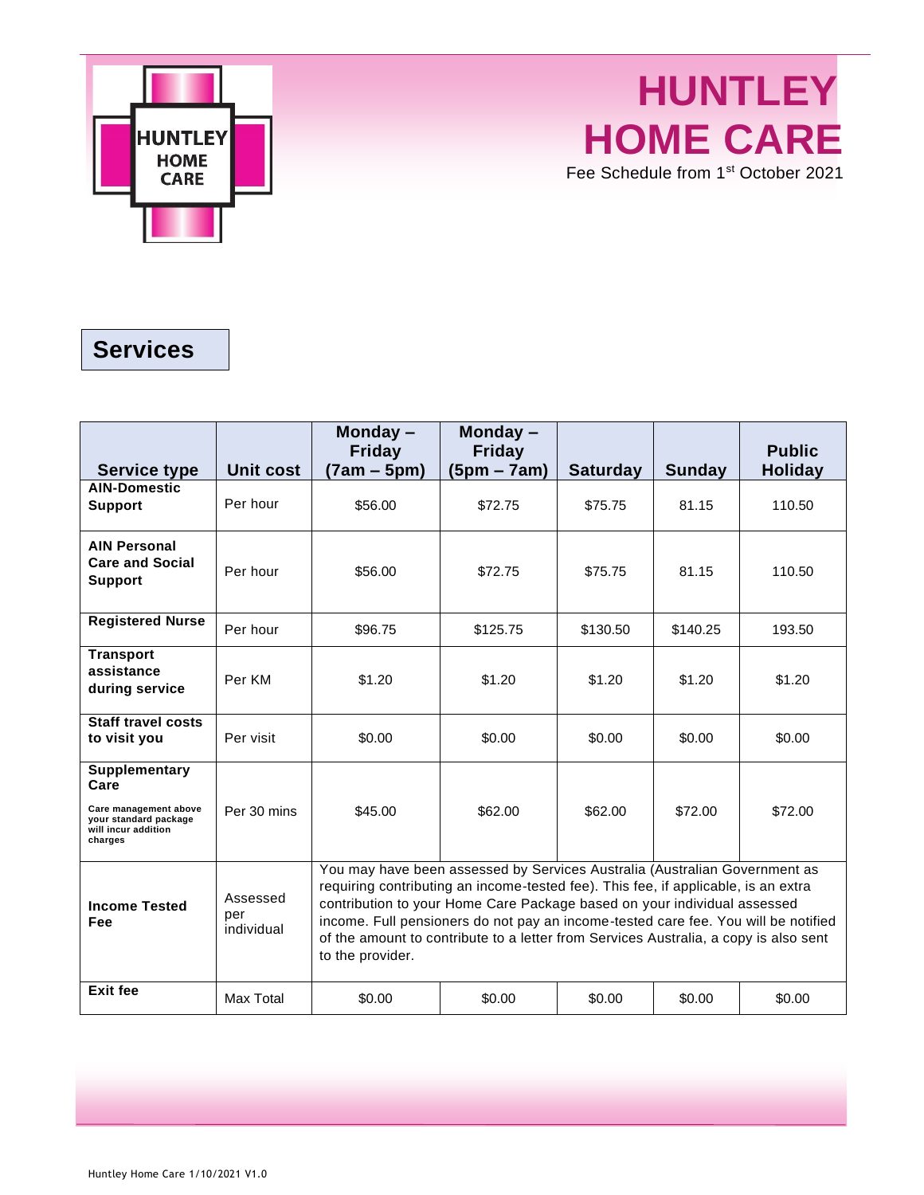# HUNTLEY HOME CARE

Fee Schedule from 1st October 2021

## Services

| Service type | Unit cost | Monday – Friday (7am – 5pm) | Monday – Friday (5pm – 7am) | Saturday | Sunday | Public Holiday |
|---|---|---|---|---|---|---|
| **AIN-Domestic Support** | Per hour | $56.00 | $72.75 | $75.75 | 81.15 | 110.50 |
| **AIN Personal Care and Social Support** | Per hour | $56.00 | $72.75 | $75.75 | 81.15 | 110.50 |
| **Registered Nurse** | Per hour | $96.75 | $125.75 | $130.50 | $140.25 | 193.50 |
| **Transport assistance during service** | Per KM | $1.20 | $1.20 | $1.20 | $1.20 | $1.20 |
| **Staff travel costs to visit you** | Per visit | $0.00 | $0.00 | $0.00 | $0.00 | $0.00 |
| **Supplementary Care** Care management above your standard package will incur addition charges | Per 30 mins | $45.00 | $62.00 | $62.00 | $72.00 | $72.00 |
| **Income Tested Fee** | Assessed per individual | You may have been assessed by Services Australia (Australian Government as requiring contributing an income-tested fee). This fee, if applicable, is an extra contribution to your Home Care Package based on your individual assessed income. Full pensioners do not pay an income-tested care fee. You will be notified of the amount to contribute to a letter from Services Australia, a copy is also sent to the provider. | | | | |
| **Exit fee** | Max Total | $0.00 | $0.00 | $0.00 | $0.00 | $0.00 |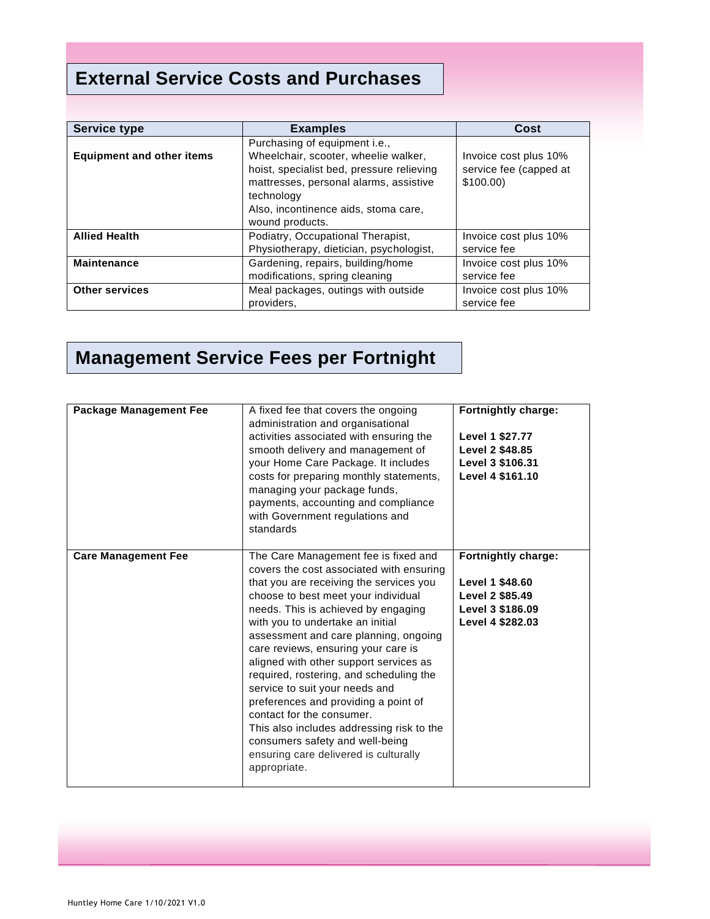## External Service Costs and Purchases

| Service type | Examples | Cost |
|---|---|---|
| **Equipment and other items** | Purchasing of equipment i.e., Wheelchair, scooter, wheelie walker, hoist, specialist bed, pressure relieving mattresses, personal alarms, assistive technology<br>Also, incontinence aids, stoma care, wound products. | Invoice cost plus 10% service fee (capped at $100.00) |
| **Allied Health** | Podiatry, Occupational Therapist, Physiotherapy, dietician, psychologist, | Invoice cost plus 10% service fee |
| **Maintenance** | Gardening, repairs, building/home modifications, spring cleaning | Invoice cost plus 10% service fee |
| **Other services** | Meal packages, outings with outside providers, | Invoice cost plus 10% service fee |

## Management Service Fees per Fortnight

| | | |
|---|---|---|
| **Package Management Fee** | A fixed fee that covers the ongoing administration and organisational activities associated with ensuring the smooth delivery and management of your Home Care Package. It includes costs for preparing monthly statements, managing your package funds, payments, accounting and compliance with Government regulations and standards | **Fortnightly charge:**<br><br>**Level 1 $27.77**<br>**Level 2 $48.85**<br>**Level 3 $106.31**<br>**Level 4 $161.10** |
| **Care Management Fee** | The Care Management fee is fixed and covers the cost associated with ensuring that you are receiving the services you choose to best meet your individual needs. This is achieved by engaging with you to undertake an initial assessment and care planning, ongoing care reviews, ensuring your care is aligned with other support services as required, rostering, and scheduling the service to suit your needs and preferences and providing a point of contact for the consumer.<br>This also includes addressing risk to the consumers safety and well-being ensuring care delivered is culturally appropriate. | **Fortnightly charge:**<br><br>**Level 1 $48.60**<br>**Level 2 $85.49**<br>**Level 3 $186.09**<br>**Level 4 $282.03** |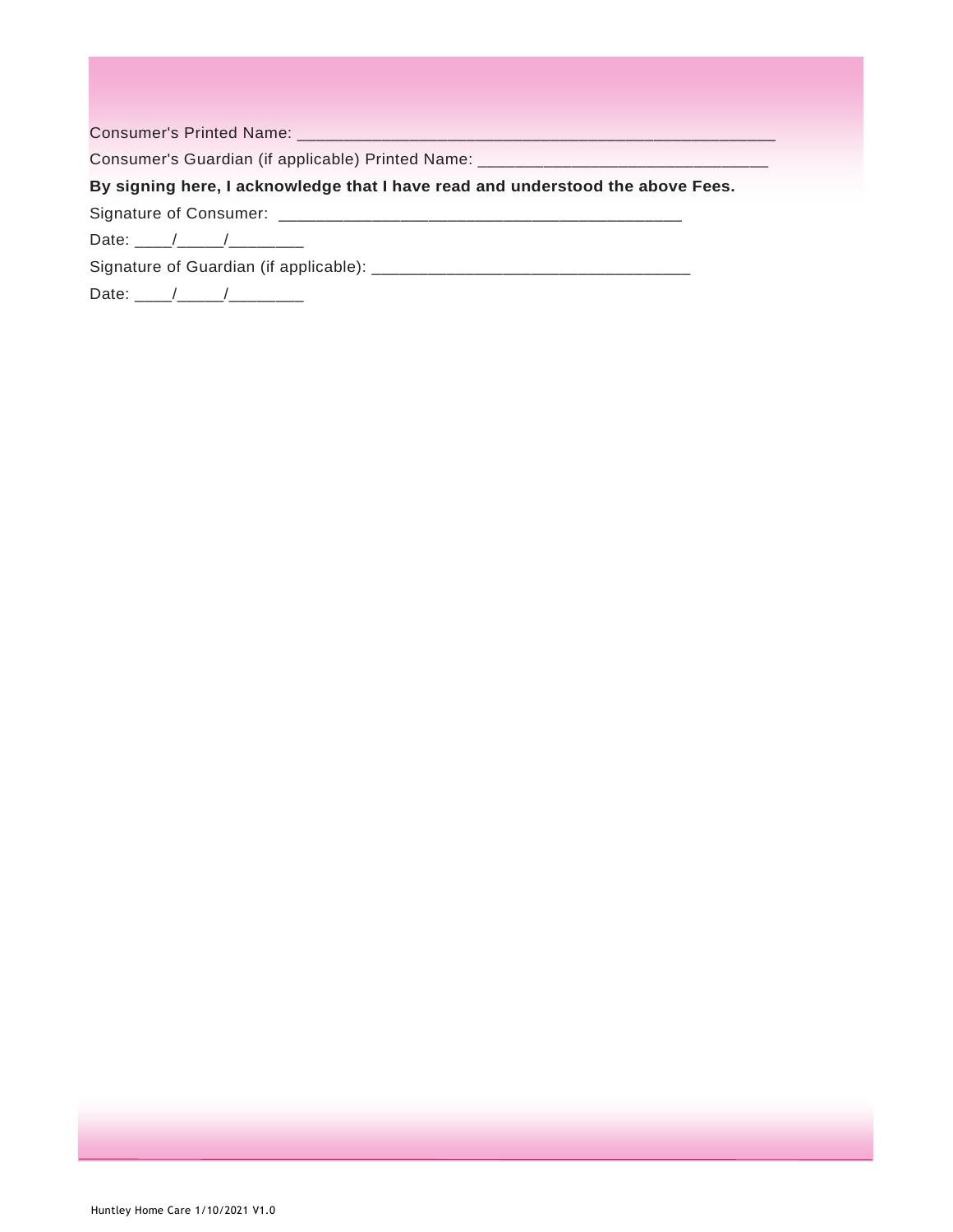Consumer's Printed Name: ___________________________________________________

Consumer's Guardian (if applicable) Printed Name: _______________________________

**By signing here, I acknowledge that I have read and understood the above Fees.**

Signature of Consumer: ___________________________________________

Date: ____/_____/________

Signature of Guardian (if applicable): __________________________________

Date: ____/_____/________